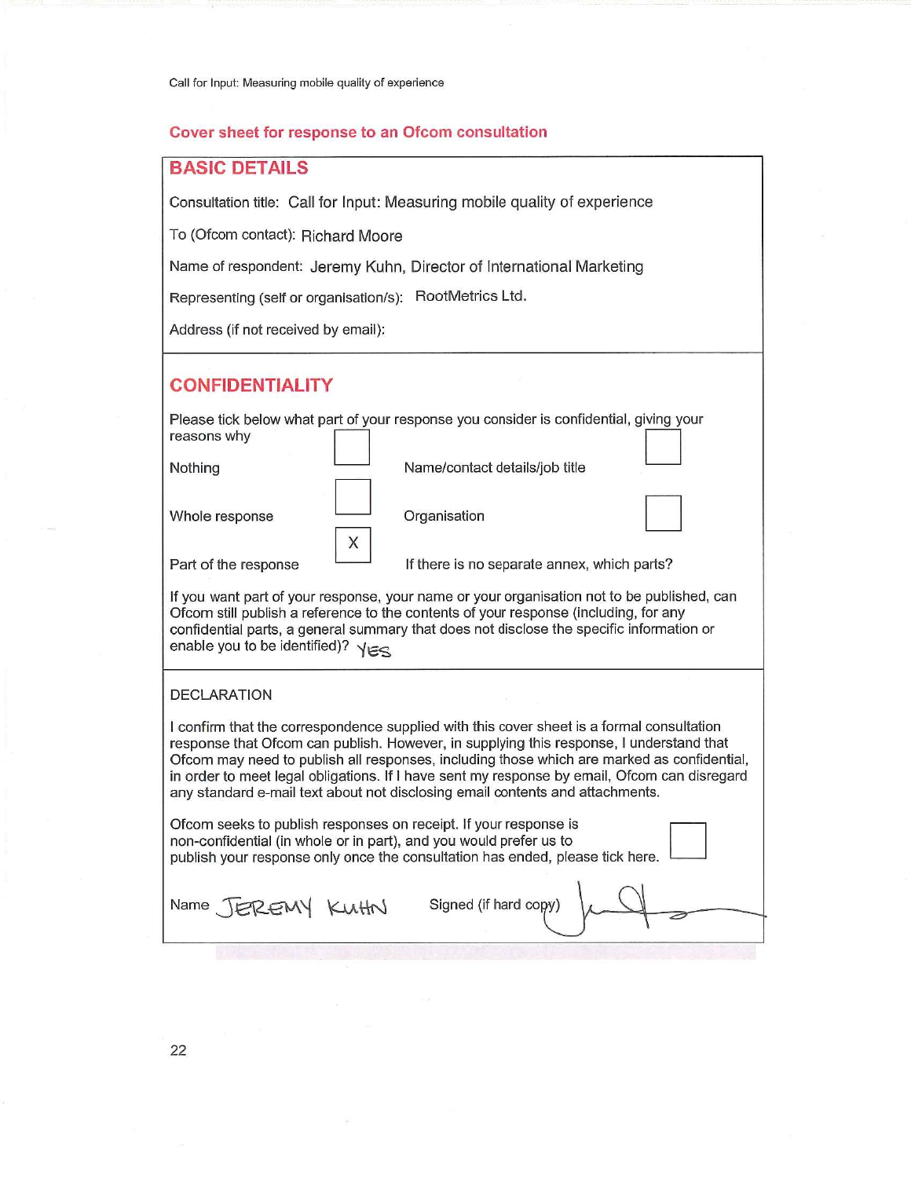## Cover sheet for response to an Ofcom consultation

### BASIC DETAILS

Consultation title: Call for Input: Measuring mobile quality of experience

To (Ofcom contact): Richard Moore

Name of respondent: Jeremy Kuhn, Director of International Marketing

Representing (self or organisation/s): RootMetrics Ltd.

Address (if not received by email):

### CONFIDENTIALITY

Please tick below what part of your response you consider is confidential, giving your reasons why

| | | | |
|---|---|---|---|
| Nothing | [ ] | Name/contact details/job title | [ ] |
| Whole response | [ ] | Organisation | [ ] |
| Part of the response | [X] | If there is no separate annex, which parts? | |

If you want part of your response, your name or your organisation not to be published, can Ofcom still publish a reference to the contents of your response (including, for any confidential parts, a general summary that does not disclose the specific information or enable you to be identified)? YES

### DECLARATION

I confirm that the correspondence supplied with this cover sheet is a formal consultation response that Ofcom can publish. However, in supplying this response, I understand that Ofcom may need to publish all responses, including those which are marked as confidential, in order to meet legal obligations. If I have sent my response by email, Ofcom can disregard any standard e-mail text about not disclosing email contents and attachments.

Ofcom seeks to publish responses on receipt. If your response is non-confidential (in whole or in part), and you would prefer us to publish your response only once the consultation has ended, please tick here. [ ]

Name JEREMY KUHN Signed (if hard copy)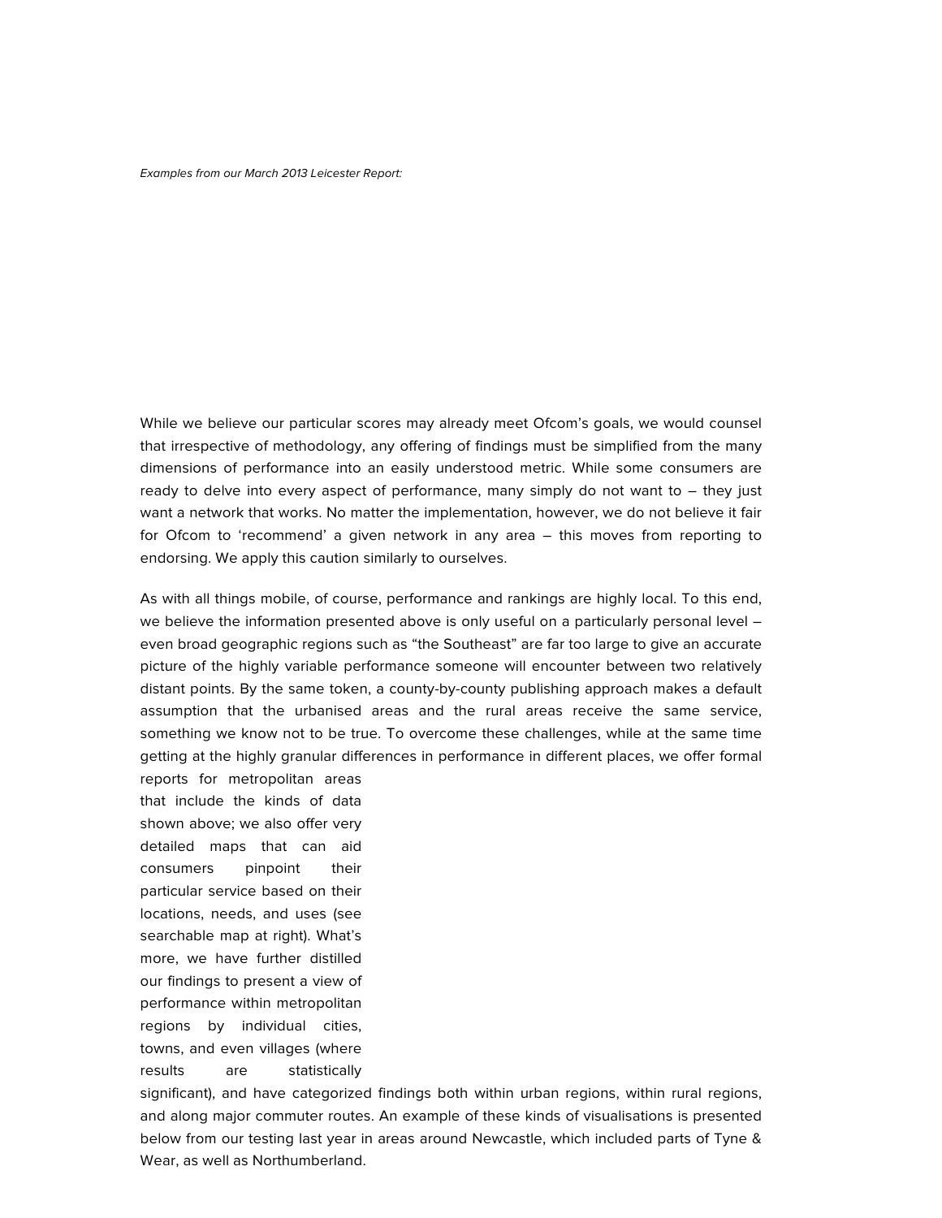*Examples from our March 2013 Leicester Report:*

While we believe our particular scores may already meet Ofcom's goals, we would counsel that irrespective of methodology, any offering of findings must be simplified from the many dimensions of performance into an easily understood metric. While some consumers are ready to delve into every aspect of performance, many simply do not want to – they just want a network that works. No matter the implementation, however, we do not believe it fair for Ofcom to 'recommend' a given network in any area – this moves from reporting to endorsing. We apply this caution similarly to ourselves.

As with all things mobile, of course, performance and rankings are highly local. To this end, we believe the information presented above is only useful on a particularly personal level – even broad geographic regions such as "the Southeast" are far too large to give an accurate picture of the highly variable performance someone will encounter between two relatively distant points. By the same token, a county-by-county publishing approach makes a default assumption that the urbanised areas and the rural areas receive the same service, something we know not to be true. To overcome these challenges, while at the same time getting at the highly granular differences in performance in different places, we offer formal reports for metropolitan areas that include the kinds of data shown above; we also offer very detailed maps that can aid consumers pinpoint their particular service based on their locations, needs, and uses (see searchable map at right). What's more, we have further distilled our findings to present a view of performance within metropolitan regions by individual cities, towns, and even villages (where results are statistically significant), and have categorized findings both within urban regions, within rural regions, and along major commuter routes. An example of these kinds of visualisations is presented below from our testing last year in areas around Newcastle, which included parts of Tyne & Wear, as well as Northumberland.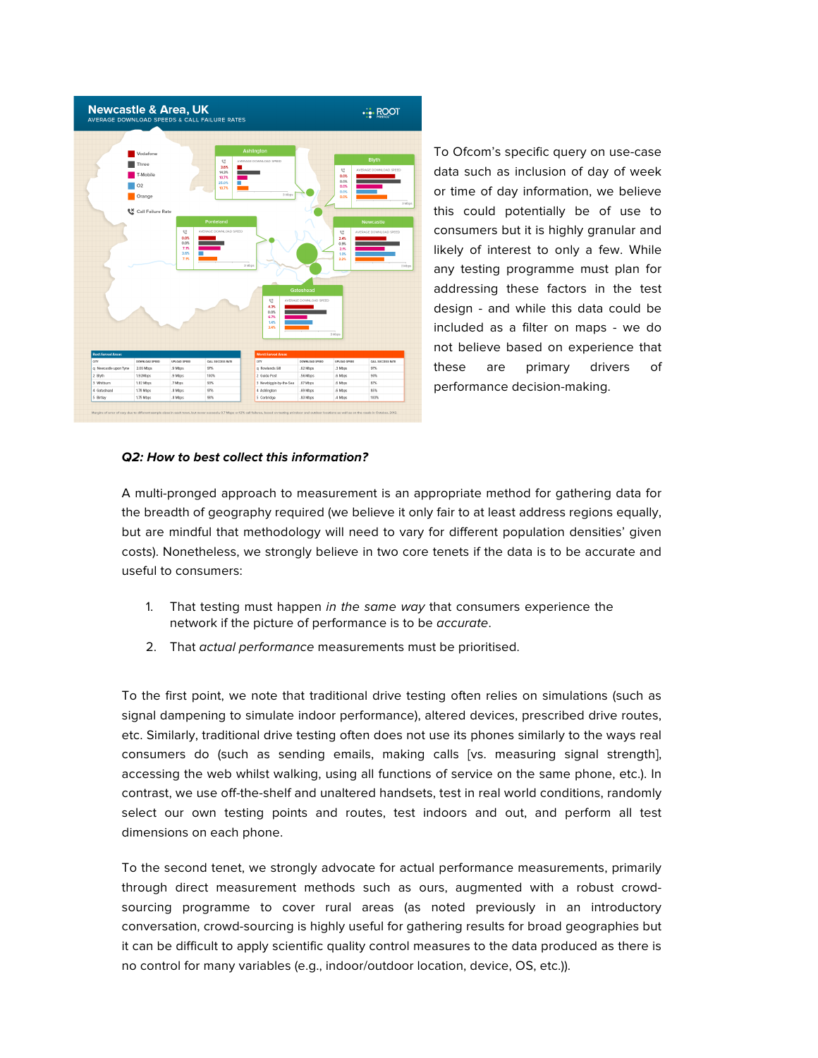To Ofcom's specific query on use-case data such as inclusion of day of week or time of day information, we believe this could potentially be of use to consumers but it is highly granular and likely of interest to only a few. While any testing programme must plan for addressing these factors in the test design - and while this data could be included as a filter on maps - we do not believe based on experience that these are primary drivers of performance decision-making.

***Q2: How to best collect this information?***

A multi-pronged approach to measurement is an appropriate method for gathering data for the breadth of geography required (we believe it only fair to at least address regions equally, but are mindful that methodology will need to vary for different population densities' given costs). Nonetheless, we strongly believe in two core tenets if the data is to be accurate and useful to consumers:

1. That testing must happen *in the same way* that consumers experience the network if the picture of performance is to be *accurate*.
2. That *actual performance* measurements must be prioritised.

To the first point, we note that traditional drive testing often relies on simulations (such as signal dampening to simulate indoor performance), altered devices, prescribed drive routes, etc. Similarly, traditional drive testing often does not use its phones similarly to the ways real consumers do (such as sending emails, making calls [vs. measuring signal strength], accessing the web whilst walking, using all functions of service on the same phone, etc.). In contrast, we use off-the-shelf and unaltered handsets, test in real world conditions, randomly select our own testing points and routes, test indoors and out, and perform all test dimensions on each phone.

To the second tenet, we strongly advocate for actual performance measurements, primarily through direct measurement methods such as ours, augmented with a robust crowd-sourcing programme to cover rural areas (as noted previously in an introductory conversation, crowd-sourcing is highly useful for gathering results for broad geographies but it can be difficult to apply scientific quality control measures to the data produced as there is no control for many variables (e.g., indoor/outdoor location, device, OS, etc.)).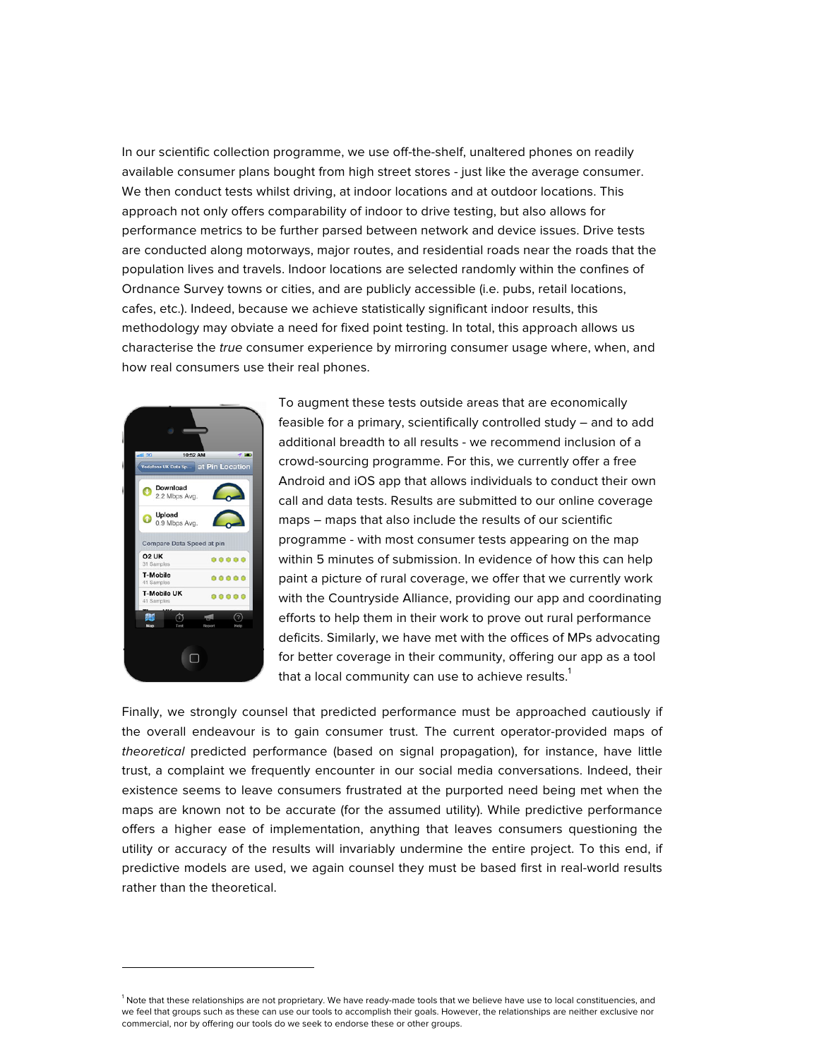In our scientific collection programme, we use off-the-shelf, unaltered phones on readily available consumer plans bought from high street stores - just like the average consumer. We then conduct tests whilst driving, at indoor locations and at outdoor locations. This approach not only offers comparability of indoor to drive testing, but also allows for performance metrics to be further parsed between network and device issues. Drive tests are conducted along motorways, major routes, and residential roads near the roads that the population lives and travels. Indoor locations are selected randomly within the confines of Ordnance Survey towns or cities, and are publicly accessible (i.e. pubs, retail locations, cafes, etc.). Indeed, because we achieve statistically significant indoor results, this methodology may obviate a need for fixed point testing. In total, this approach allows us characterise the *true* consumer experience by mirroring consumer usage where, when, and how real consumers use their real phones.

To augment these tests outside areas that are economically feasible for a primary, scientifically controlled study – and to add additional breadth to all results - we recommend inclusion of a crowd-sourcing programme. For this, we currently offer a free Android and iOS app that allows individuals to conduct their own call and data tests. Results are submitted to our online coverage maps – maps that also include the results of our scientific programme - with most consumer tests appearing on the map within 5 minutes of submission. In evidence of how this can help paint a picture of rural coverage, we offer that we currently work with the Countryside Alliance, providing our app and coordinating efforts to help them in their work to prove out rural performance deficits. Similarly, we have met with the offices of MPs advocating for better coverage in their community, offering our app as a tool that a local community can use to achieve results.[1]

Finally, we strongly counsel that predicted performance must be approached cautiously if the overall endeavour is to gain consumer trust. The current operator-provided maps of *theoretical* predicted performance (based on signal propagation), for instance, have little trust, a complaint we frequently encounter in our social media conversations. Indeed, their existence seems to leave consumers frustrated at the purported need being met when the maps are known not to be accurate (for the assumed utility). While predictive performance offers a higher ease of implementation, anything that leaves consumers questioning the utility or accuracy of the results will invariably undermine the entire project. To this end, if predictive models are used, we again counsel they must be based first in real-world results rather than the theoretical.

[1] Note that these relationships are not proprietary. We have ready-made tools that we believe have use to local constituencies, and we feel that groups such as these can use our tools to accomplish their goals. However, the relationships are neither exclusive nor commercial, nor by offering our tools do we seek to endorse these or other groups.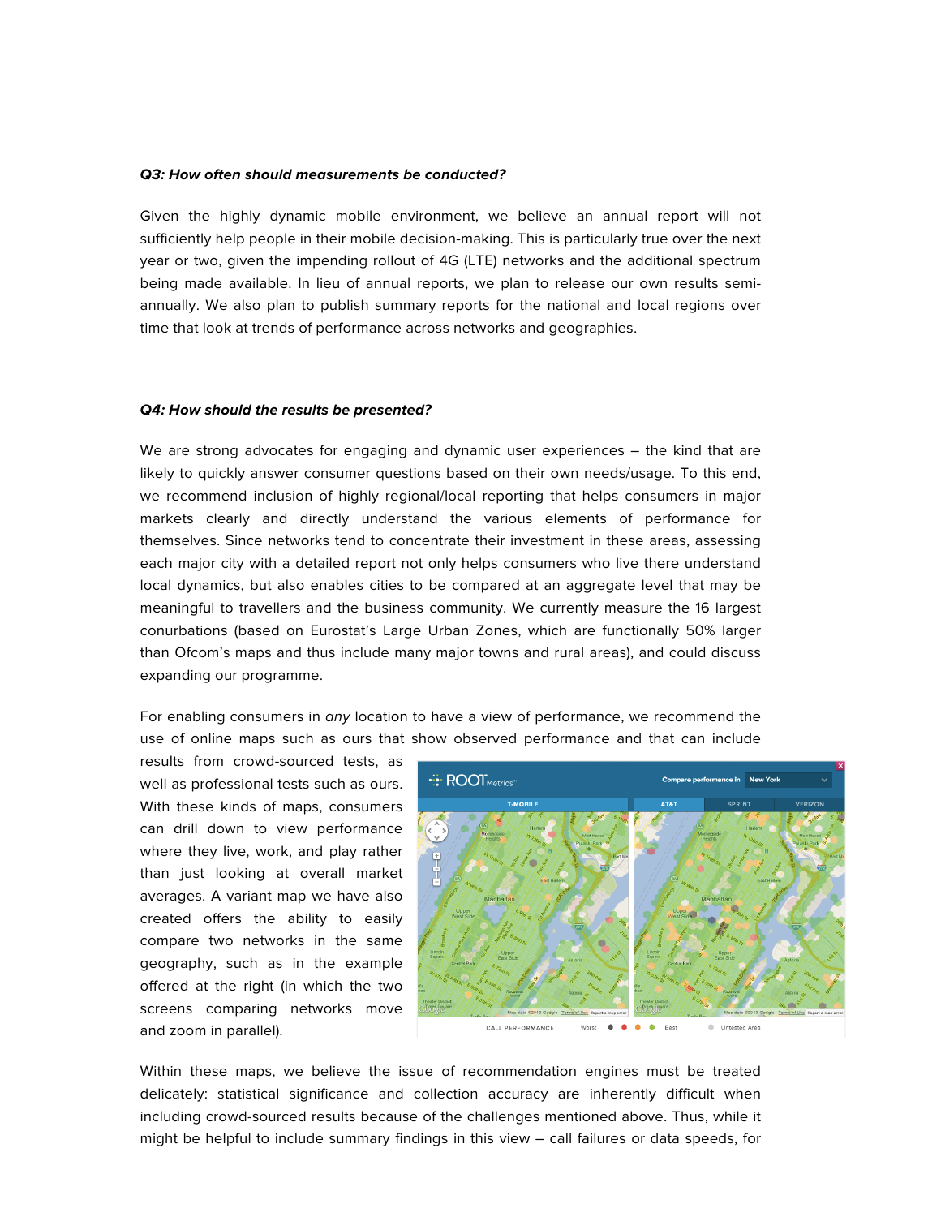***Q3: How often should measurements be conducted?***

Given the highly dynamic mobile environment, we believe an annual report will not sufficiently help people in their mobile decision-making. This is particularly true over the next year or two, given the impending rollout of 4G (LTE) networks and the additional spectrum being made available. In lieu of annual reports, we plan to release our own results semi-annually. We also plan to publish summary reports for the national and local regions over time that look at trends of performance across networks and geographies.

***Q4: How should the results be presented?***

We are strong advocates for engaging and dynamic user experiences – the kind that are likely to quickly answer consumer questions based on their own needs/usage. To this end, we recommend inclusion of highly regional/local reporting that helps consumers in major markets clearly and directly understand the various elements of performance for themselves. Since networks tend to concentrate their investment in these areas, assessing each major city with a detailed report not only helps consumers who live there understand local dynamics, but also enables cities to be compared at an aggregate level that may be meaningful to travellers and the business community. We currently measure the 16 largest conurbations (based on Eurostat's Large Urban Zones, which are functionally 50% larger than Ofcom's maps and thus include many major towns and rural areas), and could discuss expanding our programme.

For enabling consumers in *any* location to have a view of performance, we recommend the use of online maps such as ours that show observed performance and that can include results from crowd-sourced tests, as well as professional tests such as ours. With these kinds of maps, consumers can drill down to view performance where they live, work, and play rather than just looking at overall market averages. A variant map we have also created offers the ability to easily compare two networks in the same geography, such as in the example offered at the right (in which the two screens comparing networks move and zoom in parallel).

Within these maps, we believe the issue of recommendation engines must be treated delicately: statistical significance and collection accuracy are inherently difficult when including crowd-sourced results because of the challenges mentioned above. Thus, while it might be helpful to include summary findings in this view – call failures or data speeds, for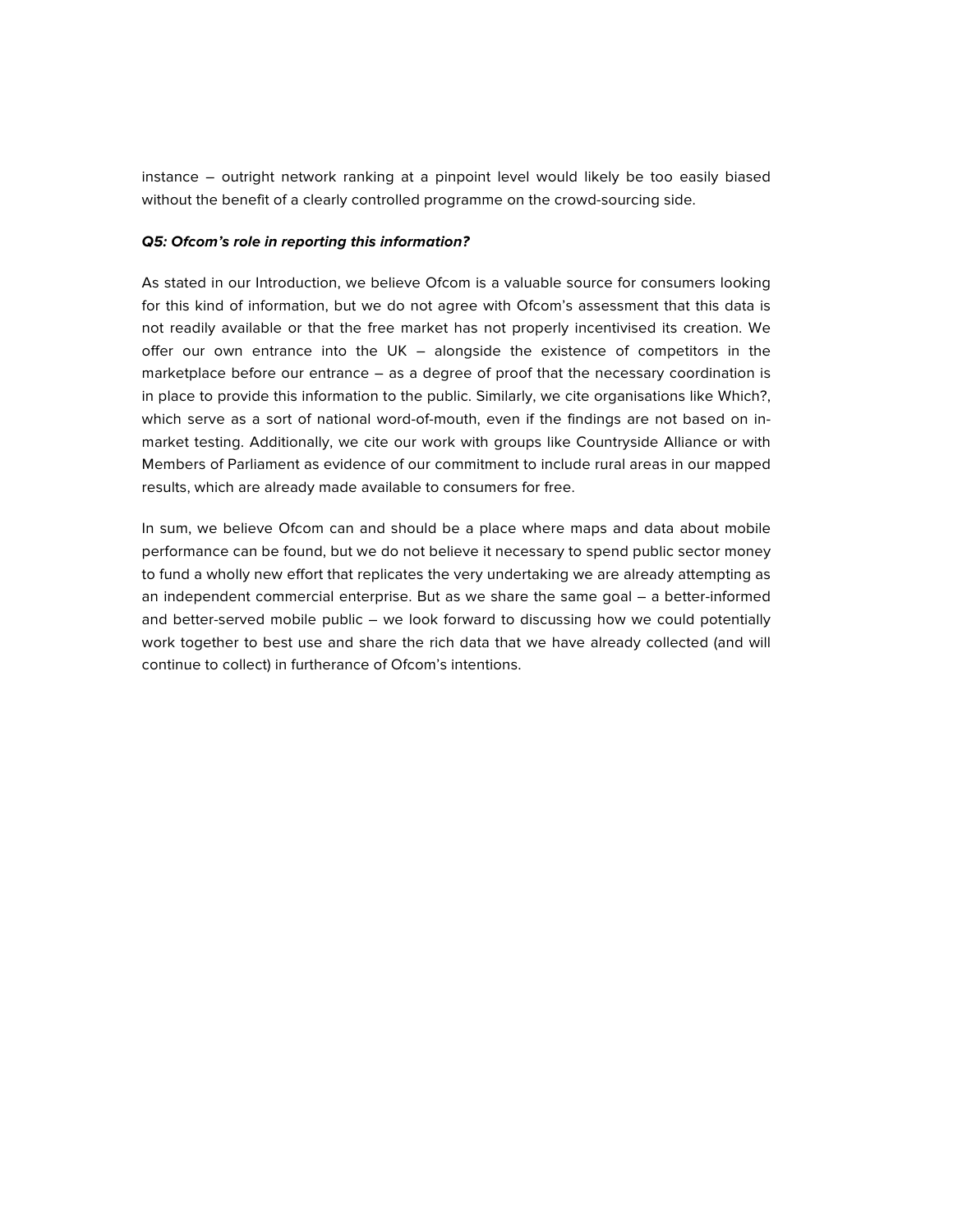instance – outright network ranking at a pinpoint level would likely be too easily biased without the benefit of a clearly controlled programme on the crowd-sourcing side.

***Q5: Ofcom's role in reporting this information?***

As stated in our Introduction, we believe Ofcom is a valuable source for consumers looking for this kind of information, but we do not agree with Ofcom's assessment that this data is not readily available or that the free market has not properly incentivised its creation. We offer our own entrance into the UK – alongside the existence of competitors in the marketplace before our entrance – as a degree of proof that the necessary coordination is in place to provide this information to the public. Similarly, we cite organisations like Which?, which serve as a sort of national word-of-mouth, even if the findings are not based on in-market testing. Additionally, we cite our work with groups like Countryside Alliance or with Members of Parliament as evidence of our commitment to include rural areas in our mapped results, which are already made available to consumers for free.

In sum, we believe Ofcom can and should be a place where maps and data about mobile performance can be found, but we do not believe it necessary to spend public sector money to fund a wholly new effort that replicates the very undertaking we are already attempting as an independent commercial enterprise. But as we share the same goal – a better-informed and better-served mobile public – we look forward to discussing how we could potentially work together to best use and share the rich data that we have already collected (and will continue to collect) in furtherance of Ofcom's intentions.